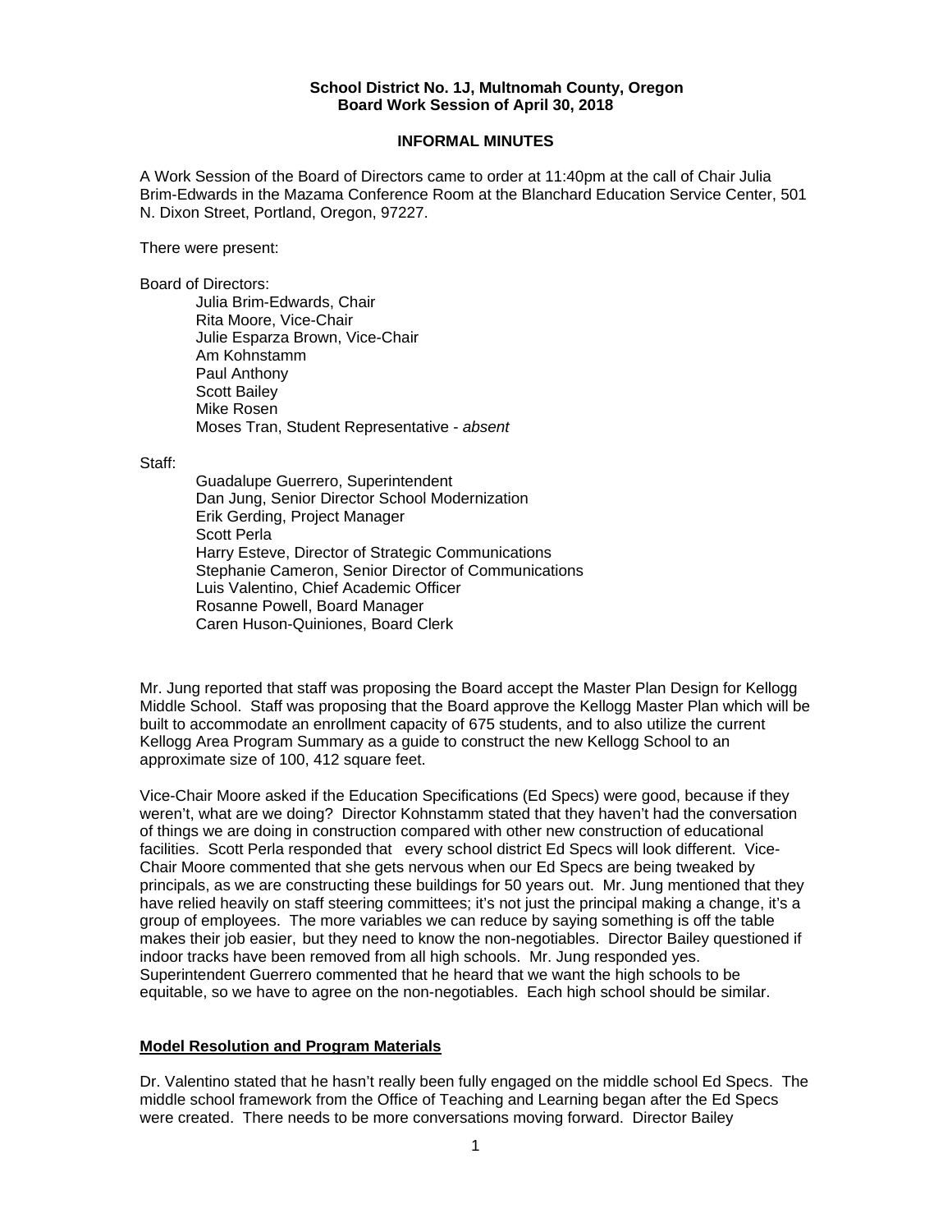**School District No. 1J, Multnomah County, Oregon**
**Board Work Session of April 30, 2018**

**INFORMAL MINUTES**

A Work Session of the Board of Directors came to order at 11:40pm at the call of Chair Julia Brim-Edwards in the Mazama Conference Room at the Blanchard Education Service Center, 501 N. Dixon Street, Portland, Oregon, 97227.

There were present:

Board of Directors:
- Julia Brim-Edwards, Chair
- Rita Moore, Vice-Chair
- Julie Esparza Brown, Vice-Chair
- Am Kohnstamm
- Paul Anthony
- Scott Bailey
- Mike Rosen
- Moses Tran, Student Representative - *absent*

Staff:
- Guadalupe Guerrero, Superintendent
- Dan Jung, Senior Director School Modernization
- Erik Gerding, Project Manager
- Scott Perla
- Harry Esteve, Director of Strategic Communications
- Stephanie Cameron, Senior Director of Communications
- Luis Valentino, Chief Academic Officer
- Rosanne Powell, Board Manager
- Caren Huson-Quiniones, Board Clerk

Mr. Jung reported that staff was proposing the Board accept the Master Plan Design for Kellogg Middle School. Staff was proposing that the Board approve the Kellogg Master Plan which will be built to accommodate an enrollment capacity of 675 students, and to also utilize the current Kellogg Area Program Summary as a guide to construct the new Kellogg School to an approximate size of 100, 412 square feet.

Vice-Chair Moore asked if the Education Specifications (Ed Specs) were good, because if they weren't, what are we doing? Director Kohnstamm stated that they haven't had the conversation of things we are doing in construction compared with other new construction of educational facilities. Scott Perla responded that every school district Ed Specs will look different. Vice-Chair Moore commented that she gets nervous when our Ed Specs are being tweaked by principals, as we are constructing these buildings for 50 years out. Mr. Jung mentioned that they have relied heavily on staff steering committees; it's not just the principal making a change, it's a group of employees. The more variables we can reduce by saying something is off the table makes their job easier, but they need to know the non-negotiables. Director Bailey questioned if indoor tracks have been removed from all high schools. Mr. Jung responded yes. Superintendent Guerrero commented that he heard that we want the high schools to be equitable, so we have to agree on the non-negotiables. Each high school should be similar.

**Model Resolution and Program Materials**

Dr. Valentino stated that he hasn't really been fully engaged on the middle school Ed Specs. The middle school framework from the Office of Teaching and Learning began after the Ed Specs were created. There needs to be more conversations moving forward. Director Bailey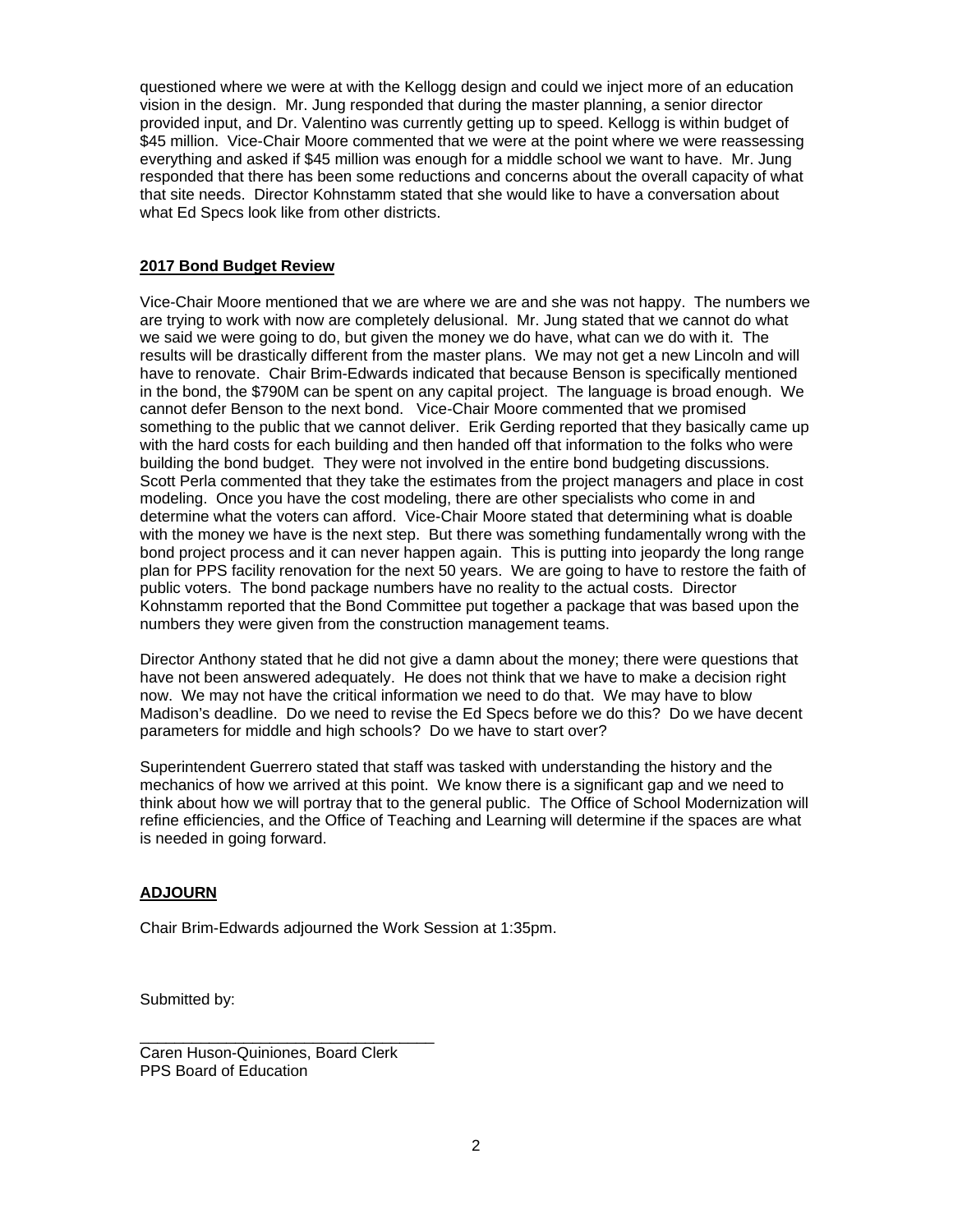questioned where we were at with the Kellogg design and could we inject more of an education vision in the design. Mr. Jung responded that during the master planning, a senior director provided input, and Dr. Valentino was currently getting up to speed. Kellogg is within budget of $45 million. Vice-Chair Moore commented that we were at the point where we were reassessing everything and asked if $45 million was enough for a middle school we want to have. Mr. Jung responded that there has been some reductions and concerns about the overall capacity of what that site needs. Director Kohnstamm stated that she would like to have a conversation about what Ed Specs look like from other districts.

## 2017 Bond Budget Review

Vice-Chair Moore mentioned that we are where we are and she was not happy. The numbers we are trying to work with now are completely delusional. Mr. Jung stated that we cannot do what we said we were going to do, but given the money we do have, what can we do with it. The results will be drastically different from the master plans. We may not get a new Lincoln and will have to renovate. Chair Brim-Edwards indicated that because Benson is specifically mentioned in the bond, the $790M can be spent on any capital project. The language is broad enough. We cannot defer Benson to the next bond. Vice-Chair Moore commented that we promised something to the public that we cannot deliver. Erik Gerding reported that they basically came up with the hard costs for each building and then handed off that information to the folks who were building the bond budget. They were not involved in the entire bond budgeting discussions. Scott Perla commented that they take the estimates from the project managers and place in cost modeling. Once you have the cost modeling, there are other specialists who come in and determine what the voters can afford. Vice-Chair Moore stated that determining what is doable with the money we have is the next step. But there was something fundamentally wrong with the bond project process and it can never happen again. This is putting into jeopardy the long range plan for PPS facility renovation for the next 50 years. We are going to have to restore the faith of public voters. The bond package numbers have no reality to the actual costs. Director Kohnstamm reported that the Bond Committee put together a package that was based upon the numbers they were given from the construction management teams.

Director Anthony stated that he did not give a damn about the money; there were questions that have not been answered adequately. He does not think that we have to make a decision right now. We may not have the critical information we need to do that. We may have to blow Madison's deadline. Do we need to revise the Ed Specs before we do this? Do we have decent parameters for middle and high schools? Do we have to start over?

Superintendent Guerrero stated that staff was tasked with understanding the history and the mechanics of how we arrived at this point. We know there is a significant gap and we need to think about how we will portray that to the general public. The Office of School Modernization will refine efficiencies, and the Office of Teaching and Learning will determine if the spaces are what is needed in going forward.

## ADJOURN

Chair Brim-Edwards adjourned the Work Session at 1:35pm.

Submitted by:

___________________________________
Caren Huson-Quiniones, Board Clerk
PPS Board of Education